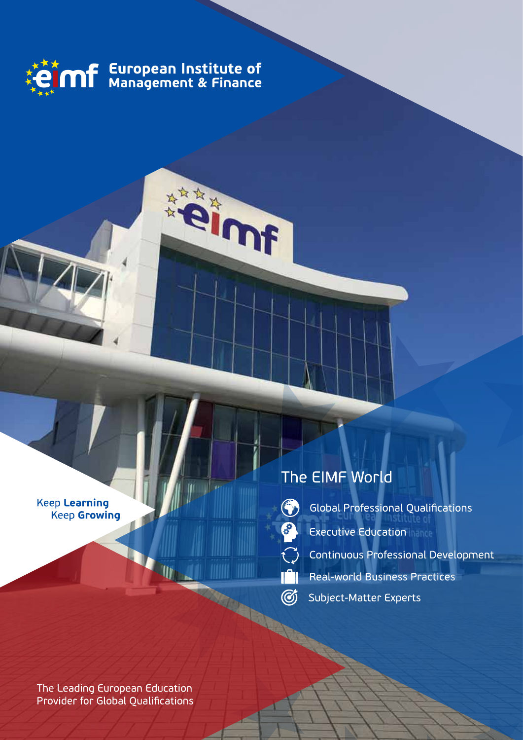# European Institute of Management & Finance

Keep **Learning**
Keep **Growing**

## The EIMF World

- Global Professional Qualifications
- Executive Education
- Continuous Professional Development
- Real-world Business Practices
- Subject-Matter Experts

The Leading European Education Provider for Global Qualifications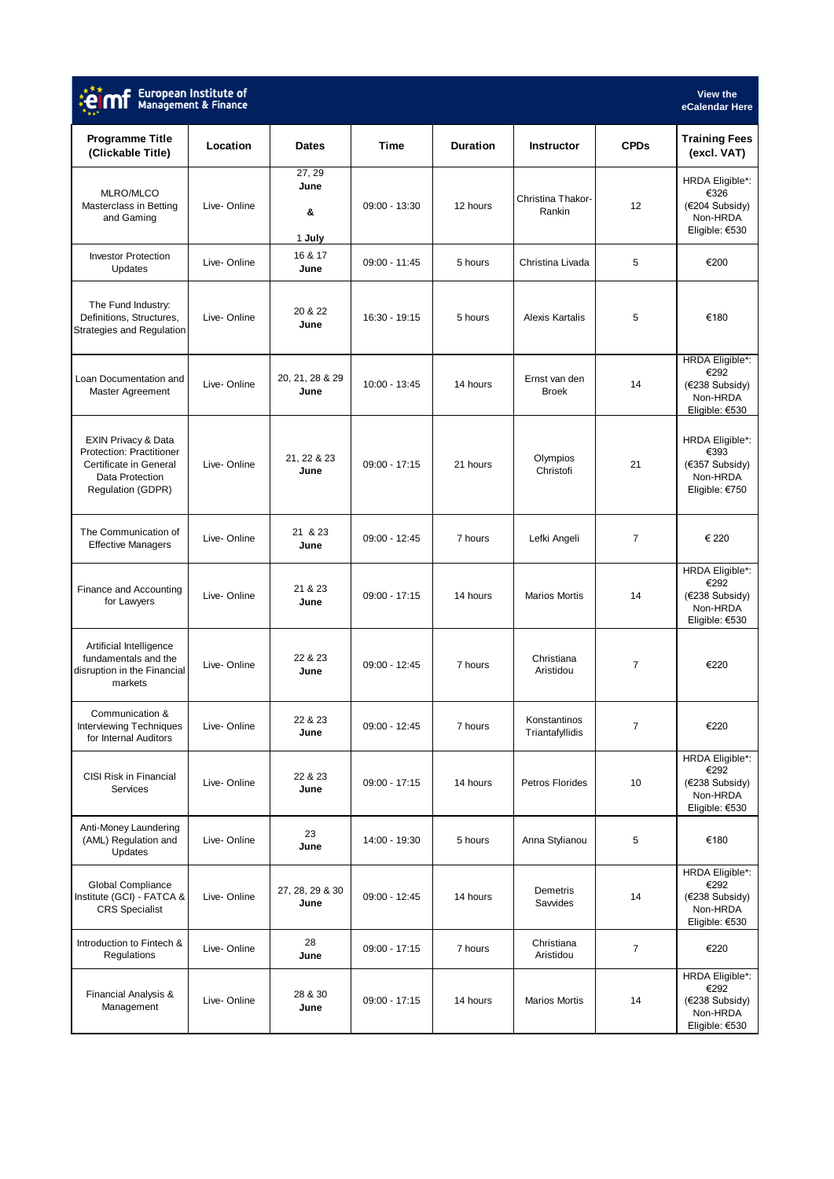**European Institute of Management & Finance**

View the eCalendar Here

| Programme Title (Clickable Title) | Location | Dates | Time | Duration | Instructor | CPDs | Training Fees (excl. VAT) |
|---|---|---|---|---|---|---|---|
| MLRO/MLCO Masterclass in Betting and Gaming | Live- Online | 27, 29 **June** **&** 1 **July** | 09:00 - 13:30 | 12 hours | Christina Thakor-Rankin | 12 | HRDA Eligible*: €326 (€204 Subsidy) Non-HRDA Eligible: €530 |
| Investor Protection Updates | Live- Online | 16 & 17 **June** | 09:00 - 11:45 | 5 hours | Christina Livada | 5 | €200 |
| The Fund Industry: Definitions, Structures, Strategies and Regulation | Live- Online | 20 & 22 **June** | 16:30 - 19:15 | 5 hours | Alexis Kartalis | 5 | €180 |
| Loan Documentation and Master Agreement | Live- Online | 20, 21, 28 & 29 **June** | 10:00 - 13:45 | 14 hours | Ernst van den Broek | 14 | HRDA Eligible*: €292 (€238 Subsidy) Non-HRDA Eligible: €530 |
| EXIN Privacy & Data Protection: Practitioner Certificate in General Data Protection Regulation (GDPR) | Live- Online | 21, 22 & 23 **June** | 09:00 - 17:15 | 21 hours | Olympios Christofi | 21 | HRDA Eligible*: €393 (€357 Subsidy) Non-HRDA Eligible: €750 |
| The Communication of Effective Managers | Live- Online | 21 & 23 **June** | 09:00 - 12:45 | 7 hours | Lefki Angeli | 7 | € 220 |
| Finance and Accounting for Lawyers | Live- Online | 21 & 23 **June** | 09:00 - 17:15 | 14 hours | Marios Mortis | 14 | HRDA Eligible*: €292 (€238 Subsidy) Non-HRDA Eligible: €530 |
| Artificial Intelligence fundamentals and the disruption in the Financial markets | Live- Online | 22 & 23 **June** | 09:00 - 12:45 | 7 hours | Christiana Aristidou | 7 | €220 |
| Communication & Interviewing Techniques for Internal Auditors | Live- Online | 22 & 23 **June** | 09:00 - 12:45 | 7 hours | Konstantinos Triantafyllidis | 7 | €220 |
| CISI Risk in Financial Services | Live- Online | 22 & 23 **June** | 09:00 - 17:15 | 14 hours | Petros Florides | 10 | HRDA Eligible*: €292 (€238 Subsidy) Non-HRDA Eligible: €530 |
| Anti-Money Laundering (AML) Regulation and Updates | Live- Online | 23 **June** | 14:00 - 19:30 | 5 hours | Anna Stylianou | 5 | €180 |
| Global Compliance Institute (GCI) - FATCA & CRS Specialist | Live- Online | 27, 28, 29 & 30 **June** | 09:00 - 12:45 | 14 hours | Demetris Savvides | 14 | HRDA Eligible*: €292 (€238 Subsidy) Non-HRDA Eligible: €530 |
| Introduction to Fintech & Regulations | Live- Online | 28 **June** | 09:00 - 17:15 | 7 hours | Christiana Aristidou | 7 | €220 |
| Financial Analysis & Management | Live- Online | 28 & 30 **June** | 09:00 - 17:15 | 14 hours | Marios Mortis | 14 | HRDA Eligible*: €292 (€238 Subsidy) Non-HRDA Eligible: €530 |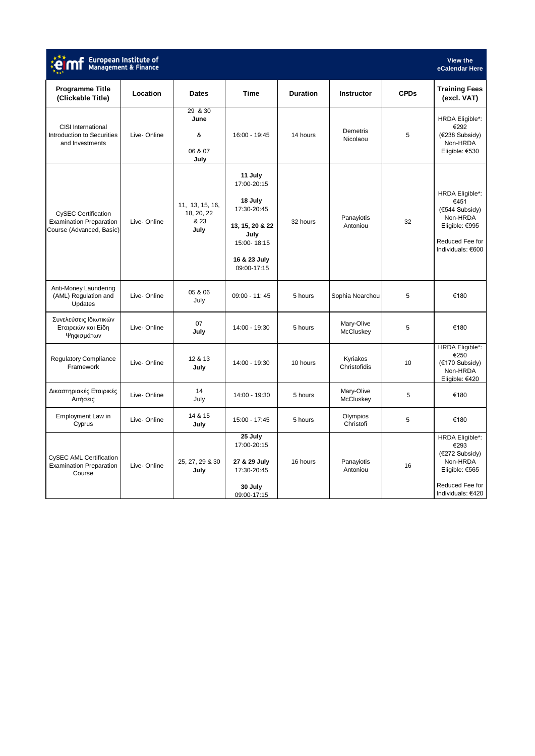**European Institute of Management & Finance**

View the eCalendar Here

| Programme Title (Clickable Title) | Location | Dates | Time | Duration | Instructor | CPDs | Training Fees (excl. VAT) |
|---|---|---|---|---|---|---|---|
| CISI International Introduction to Securities and Investments | Live- Online | 29 & 30 **June** & 06 & 07 **July** | 16:00 - 19:45 | 14 hours | Demetris Nicolaou | 5 | HRDA Eligible*: €292 (€238 Subsidy) Non-HRDA Eligible: €530 |
| CySEC Certification Examination Preparation Course (Advanced, Basic) | Live- Online | 11, 13, 15, 16, 18, 20, 22 & 23 **July** | **11 July** 17:00-20:15 **18 July** 17:30-20:45 **13, 15, 20 & 22 July** 15:00- 18:15 **16 & 23 July** 09:00-17:15 | 32 hours | Panayiotis Antoniou | 32 | HRDA Eligible*: €451 (€544 Subsidy) Non-HRDA Eligible: €995 Reduced Fee for Individuals: €600 |
| Anti-Money Laundering (AML) Regulation and Updates | Live- Online | 05 & 06 July | 09:00 - 11: 45 | 5 hours | Sophia Nearchou | 5 | €180 |
| Συνελεύσεις Ιδιωτικών Εταιρειών και Είδη Ψηφισμάτων | Live- Online | 07 **July** | 14:00 - 19:30 | 5 hours | Mary-Olive McCluskey | 5 | €180 |
| Regulatory Compliance Framework | Live- Online | 12 & 13 **July** | 14:00 - 19:30 | 10 hours | Kyriakos Christofidis | 10 | HRDA Eligible*: €250 (€170 Subsidy) Non-HRDA Eligible: €420 |
| Δικαστηριακές Εταιρικές Αιτήσεις | Live- Online | 14 July | 14:00 - 19:30 | 5 hours | Mary-Olive McCluskey | 5 | €180 |
| Employment Law in Cyprus | Live- Online | 14 & 15 **July** | 15:00 - 17:45 | 5 hours | Olympios Christofi | 5 | €180 |
| CySEC AML Certification Examination Preparation Course | Live- Online | 25, 27, 29 & 30 **July** | **25 July** 17:00-20:15 **27 & 29 July** 17:30-20:45 **30 July** 09:00-17:15 | 16 hours | Panayiotis Antoniou | 16 | HRDA Eligible*: €293 (€272 Subsidy) Non-HRDA Eligible: €565 Reduced Fee for Individuals: €420 |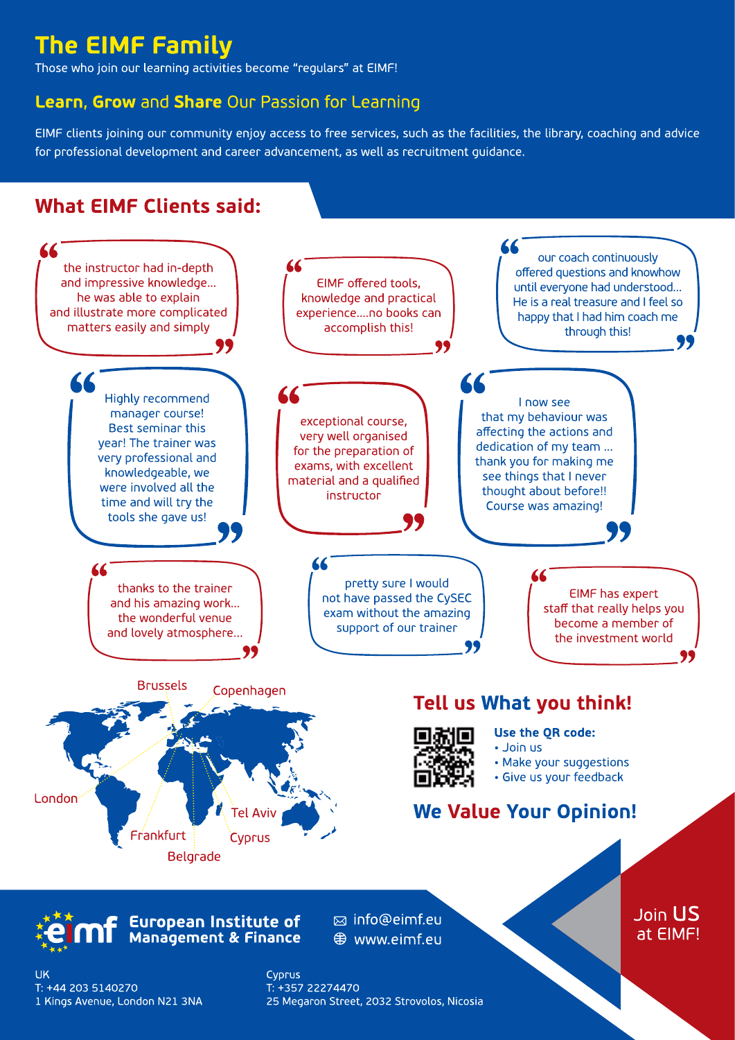# The EIMF Family

Those who join our learning activities become "regulars" at EIMF!

## **Learn**, **Grow** and **Share** Our Passion for Learning

EIMF clients joining our community enjoy access to free services, such as the facilities, the library, coaching and advice for professional development and career advancement, as well as recruitment guidance.

## What EIMF Clients said:

"the instructor had in-depth and impressive knowledge... he was able to explain and illustrate more complicated matters easily and simply"

"EIMF offered tools, knowledge and practical experience....no books can accomplish this!"

"our coach continuously offered questions and knowhow until everyone had understood... He is a real treasure and I feel so happy that I had him coach me through this!"

"Highly recommend manager course! Best seminar this year! The trainer was very professional and knowledgeable, we were involved all the time and will try the tools she gave us!"

"exceptional course, very well organised for the preparation of exams, with excellent material and a qualified instructor"

"I now see that my behaviour was affecting the actions and dedication of my team ... thank you for making me see things that I never thought about before!! Course was amazing!"

"thanks to the trainer and his amazing work... the wonderful venue and lovely atmosphere..."

"pretty sure I would not have passed the CySEC exam without the amazing support of our trainer"

"EIMF has expert staff that really helps you become a member of the investment world"

Brussels
Copenhagen
London
Tel Aviv
Frankfurt
Cyprus
Belgrade

## Tell us What you think!

**Use the QR code:**

- Join us
- Make your suggestions
- Give us your feedback

## We Value Your Opinion!

Join US at EIMF!

**eimf European Institute of Management & Finance**

info@eimf.eu
www.eimf.eu

UK
T: +44 203 5140270
1 Kings Avenue, London N21 3NA

Cyprus
T: +357 22274470
25 Megaron Street, 2032 Strovolos, Nicosia